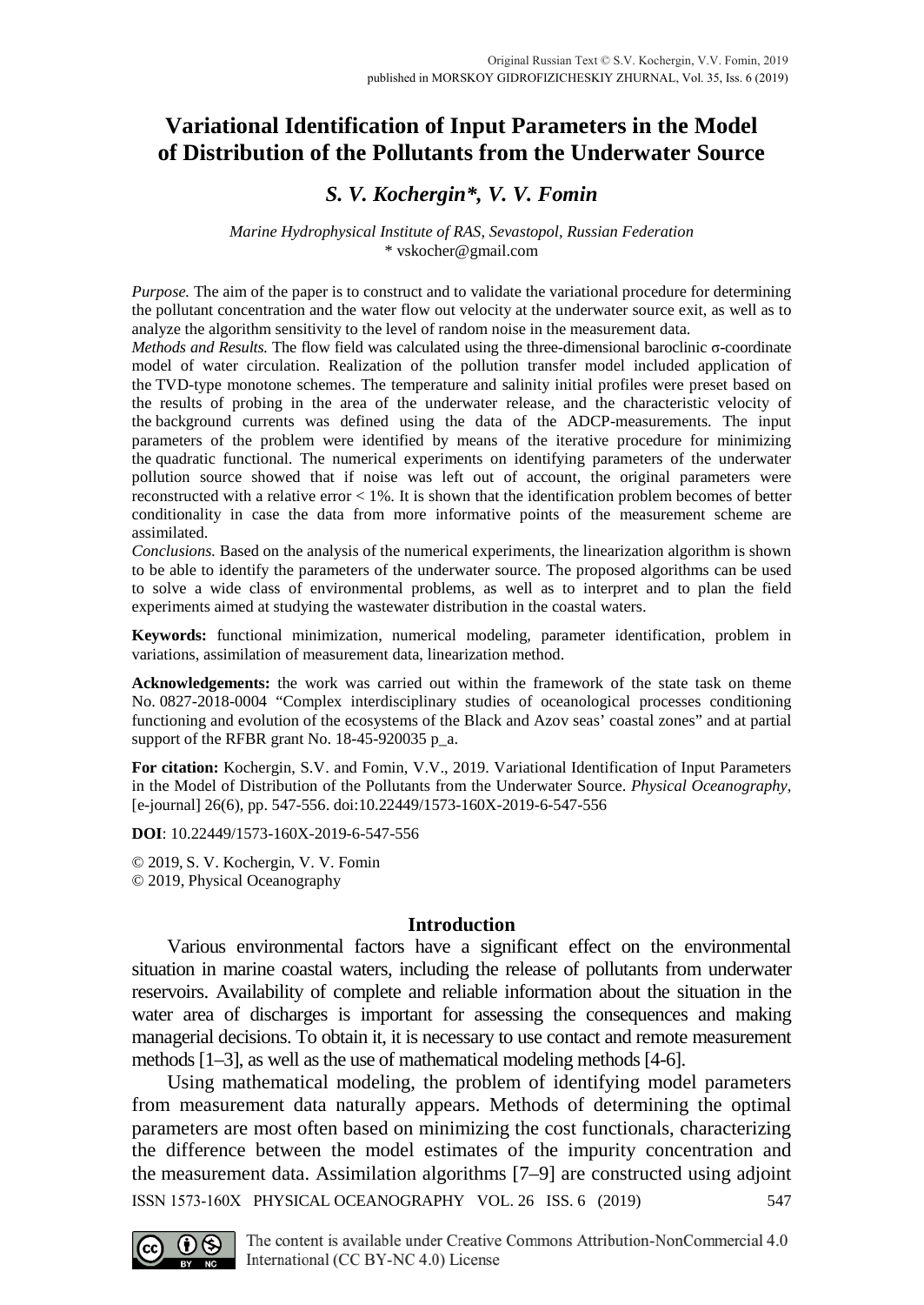Original Russian Text © S.V. Kochergin, V.V. Fomin, 2019
published in MORSKOY GIDROFIZICHESKIY ZHURNAL, Vol. 35, Iss. 6 (2019)

# Variational Identification of Input Parameters in the Model of Distribution of the Pollutants from the Underwater Source

## *S. V. Kochergin\*, V. V. Fomin*

*Marine Hydrophysical Institute of RAS, Sevastopol, Russian Federation*
\* vskocher@gmail.com

*Purpose.* The aim of the paper is to construct and to validate the variational procedure for determining the pollutant concentration and the water flow out velocity at the underwater source exit, as well as to analyze the algorithm sensitivity to the level of random noise in the measurement data.

*Methods and Results.* The flow field was calculated using the three-dimensional baroclinic σ-coordinate model of water circulation. Realization of the pollution transfer model included application of the TVD-type monotone schemes. The temperature and salinity initial profiles were preset based on the results of probing in the area of the underwater release, and the characteristic velocity of the background currents was defined using the data of the ADCP-measurements. The input parameters of the problem were identified by means of the iterative procedure for minimizing the quadratic functional. The numerical experiments on identifying parameters of the underwater pollution source showed that if noise was left out of account, the original parameters were reconstructed with a relative error < 1%. It is shown that the identification problem becomes of better conditionality in case the data from more informative points of the measurement scheme are assimilated.

*Conclusions.* Based on the analysis of the numerical experiments, the linearization algorithm is shown to be able to identify the parameters of the underwater source. The proposed algorithms can be used to solve a wide class of environmental problems, as well as to interpret and to plan the field experiments aimed at studying the wastewater distribution in the coastal waters.

**Keywords:** functional minimization, numerical modeling, parameter identification, problem in variations, assimilation of measurement data, linearization method.

**Acknowledgements:** the work was carried out within the framework of the state task on theme No. 0827-2018-0004 "Complex interdisciplinary studies of oceanological processes conditioning functioning and evolution of the ecosystems of the Black and Azov seas' coastal zones" and at partial support of the RFBR grant No. 18-45-920035 p_a.

**For citation:** Kochergin, S.V. and Fomin, V.V., 2019. Variational Identification of Input Parameters in the Model of Distribution of the Pollutants from the Underwater Source. *Physical Oceanography*, [e-journal] 26(6), pp. 547-556. doi:10.22449/1573-160X-2019-6-547-556

**DOI**: 10.22449/1573-160X-2019-6-547-556

© 2019, S. V. Kochergin, V. V. Fomin
© 2019, Physical Oceanography

## Introduction

Various environmental factors have a significant effect on the environmental situation in marine coastal waters, including the release of pollutants from underwater reservoirs. Availability of complete and reliable information about the situation in the water area of discharges is important for assessing the consequences and making managerial decisions. To obtain it, it is necessary to use contact and remote measurement methods [1–3], as well as the use of mathematical modeling methods [4-6].

Using mathematical modeling, the problem of identifying model parameters from measurement data naturally appears. Methods of determining the optimal parameters are most often based on minimizing the cost functionals, characterizing the difference between the model estimates of the impurity concentration and the measurement data. Assimilation algorithms [7–9] are constructed using adjoint

The content is available under Creative Commons Attribution-NonCommercial 4.0 International (CC BY-NC 4.0) License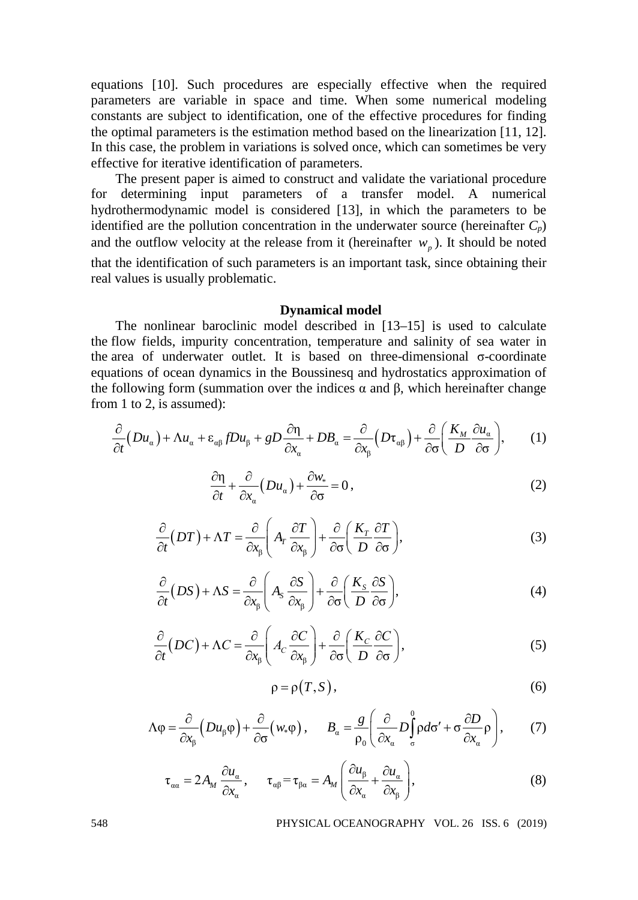equations [10]. Such procedures are especially effective when the required parameters are variable in space and time. When some numerical modeling constants are subject to identification, one of the effective procedures for finding the optimal parameters is the estimation method based on the linearization [11, 12]. In this case, the problem in variations is solved once, which can sometimes be very effective for iterative identification of parameters.

The present paper is aimed to construct and validate the variational procedure for determining input parameters of a transfer model. A numerical hydrothermodynamic model is considered [13], in which the parameters to be identified are the pollution concentration in the underwater source (hereinafter $C_p$) and the outflow velocity at the release from it (hereinafter $w_p$). It should be noted that the identification of such parameters is an important task, since obtaining their real values is usually problematic.

## Dynamical model

The nonlinear baroclinic model described in [13–15] is used to calculate the flow fields, impurity concentration, temperature and salinity of sea water in the area of underwater outlet. It is based on three-dimensional σ-coordinate equations of ocean dynamics in the Boussinesq and hydrostatics approximation of the following form (summation over the indices α and β, which hereinafter change from 1 to 2, is assumed):

$$\frac{\partial}{\partial t}\left(Du_\alpha\right) + \Lambda u_\alpha + \varepsilon_{\alpha\beta} f D u_\beta + gD\frac{\partial \eta}{\partial x_\alpha} + DB_\alpha = \frac{\partial}{\partial x_\beta}\left(D\tau_{\alpha\beta}\right) + \frac{\partial}{\partial \sigma}\left(\frac{K_M}{D}\frac{\partial u_\alpha}{\partial \sigma}\right), \tag{1}$$

$$\frac{\partial \eta}{\partial t} + \frac{\partial}{\partial x_\alpha}\left(Du_\alpha\right) + \frac{\partial w_*}{\partial \sigma} = 0, \tag{2}$$

$$\frac{\partial}{\partial t}\left(DT\right) + \Lambda T = \frac{\partial}{\partial x_\beta}\left(A_T \frac{\partial T}{\partial x_\beta}\right) + \frac{\partial}{\partial \sigma}\left(\frac{K_T}{D}\frac{\partial T}{\partial \sigma}\right), \tag{3}$$

$$\frac{\partial}{\partial t}\left(DS\right) + \Lambda S = \frac{\partial}{\partial x_\beta}\left(A_S \frac{\partial S}{\partial x_\beta}\right) + \frac{\partial}{\partial \sigma}\left(\frac{K_S}{D}\frac{\partial S}{\partial \sigma}\right), \tag{4}$$

$$\frac{\partial}{\partial t}\left(DC\right) + \Lambda C = \frac{\partial}{\partial x_\beta}\left(A_C \frac{\partial C}{\partial x_\beta}\right) + \frac{\partial}{\partial \sigma}\left(\frac{K_C}{D}\frac{\partial C}{\partial \sigma}\right), \tag{5}$$

$$\rho = \rho\left(T, S\right), \tag{6}$$

$$\Lambda\varphi = \frac{\partial}{\partial x_\beta}\left(Du_\beta \varphi\right) + \frac{\partial}{\partial \sigma}\left(w_* \varphi\right), \qquad B_\alpha = \frac{g}{\rho_0}\left(\frac{\partial}{\partial x_\alpha} D\int_\sigma^0 \rho d\sigma' + \sigma\frac{\partial D}{\partial x_\alpha}\rho\right), \tag{7}$$

$$\tau_{\alpha\alpha} = 2A_M \frac{\partial u_\alpha}{\partial x_\alpha}, \qquad \tau_{\alpha\beta} = \tau_{\beta\alpha} = A_M\left(\frac{\partial u_\beta}{\partial x_\alpha} + \frac{\partial u_\alpha}{\partial x_\beta}\right), \tag{8}$$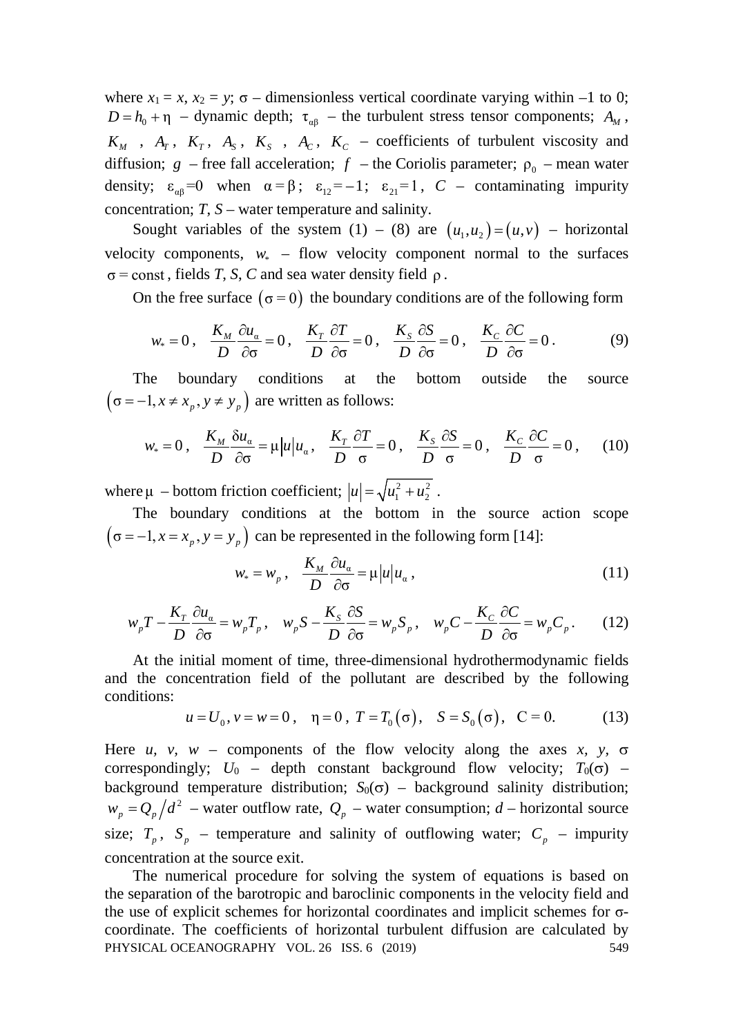where $x_1 = x$, $x_2 = y$; $\sigma$ – dimensionless vertical coordinate varying within –1 to 0; $D = h_0 + \eta$ – dynamic depth; $\tau_{\alpha\beta}$ – the turbulent stress tensor components; $A_M$, $K_M$, $A_T$, $K_T$, $A_S$, $K_S$, $A_C$, $K_C$ – coefficients of turbulent viscosity and diffusion; $g$ – free fall acceleration; $f$ – the Coriolis parameter; $\rho_0$ – mean water density; $\varepsilon_{\alpha\beta}=0$ when $\alpha = \beta$; $\varepsilon_{12} = -1$; $\varepsilon_{21} = 1$, $C$ – contaminating impurity concentration; $T$, $S$ – water temperature and salinity.

Sought variables of the system (1) – (8) are $(u_1, u_2) = (u, v)$ – horizontal velocity components, $w_*$ – flow velocity component normal to the surfaces $\sigma = \text{const}$, fields $T$, $S$, $C$ and sea water density field $\rho$.

On the free surface $(\sigma = 0)$ the boundary conditions are of the following form

$$w_* = 0\,, \quad \frac{K_M}{D}\frac{\partial u_\alpha}{\partial \sigma} = 0\,, \quad \frac{K_T}{D}\frac{\partial T}{\partial \sigma} = 0\,, \quad \frac{K_S}{D}\frac{\partial S}{\partial \sigma} = 0\,, \quad \frac{K_C}{D}\frac{\partial C}{\partial \sigma} = 0\,. \tag{9}$$

The boundary conditions at the bottom outside the source $(\sigma = -1, x \neq x_p, y \neq y_p)$ are written as follows:

$$w_* = 0\,, \quad \frac{K_M}{D}\frac{\delta u_\alpha}{\partial \sigma} = \mu |u| u_\alpha\,, \quad \frac{K_T}{D}\frac{\partial T}{\sigma} = 0\,, \quad \frac{K_S}{D}\frac{\partial S}{\sigma} = 0\,, \quad \frac{K_C}{D}\frac{\partial C}{\sigma} = 0\,, \tag{10}$$

where $\mu$ – bottom friction coefficient; $|u| = \sqrt{u_1^2 + u_2^2}$ .

The boundary conditions at the bottom in the source action scope $(\sigma = -1, x = x_p, y = y_p)$ can be represented in the following form [14]:

$$w_* = w_p\,, \quad \frac{K_M}{D}\frac{\partial u_\alpha}{\partial \sigma} = \mu |u| u_\alpha\,, \tag{11}$$

$$w_p T - \frac{K_T}{D}\frac{\partial u_\alpha}{\partial \sigma} = w_p T_p\,, \quad w_p S - \frac{K_S}{D}\frac{\partial S}{\partial \sigma} = w_p S_p\,, \quad w_p C - \frac{K_C}{D}\frac{\partial C}{\partial \sigma} = w_p C_p\,. \tag{12}$$

At the initial moment of time, three-dimensional hydrothermodynamic fields and the concentration field of the pollutant are described by the following conditions:

$$u = U_0, v = w = 0\,, \quad \eta = 0\,, \; T = T_0(\sigma), \quad S = S_0(\sigma), \quad \text{C} = 0. \tag{13}$$

Here $u$, $v$, $w$ – components of the flow velocity along the axes $x$, $y$, $\sigma$ correspondingly; $U_0$ – depth constant background flow velocity; $T_0(\sigma)$ – background temperature distribution; $S_0(\sigma)$ – background salinity distribution; $w_p = Q_p / d^2$ – water outflow rate, $Q_p$ – water consumption; $d$ – horizontal source size; $T_p$, $S_p$ – temperature and salinity of outflowing water; $C_p$ – impurity concentration at the source exit.

The numerical procedure for solving the system of equations is based on the separation of the barotropic and baroclinic components in the velocity field and the use of explicit schemes for horizontal coordinates and implicit schemes for $\sigma$-coordinate. The coefficients of horizontal turbulent diffusion are calculated by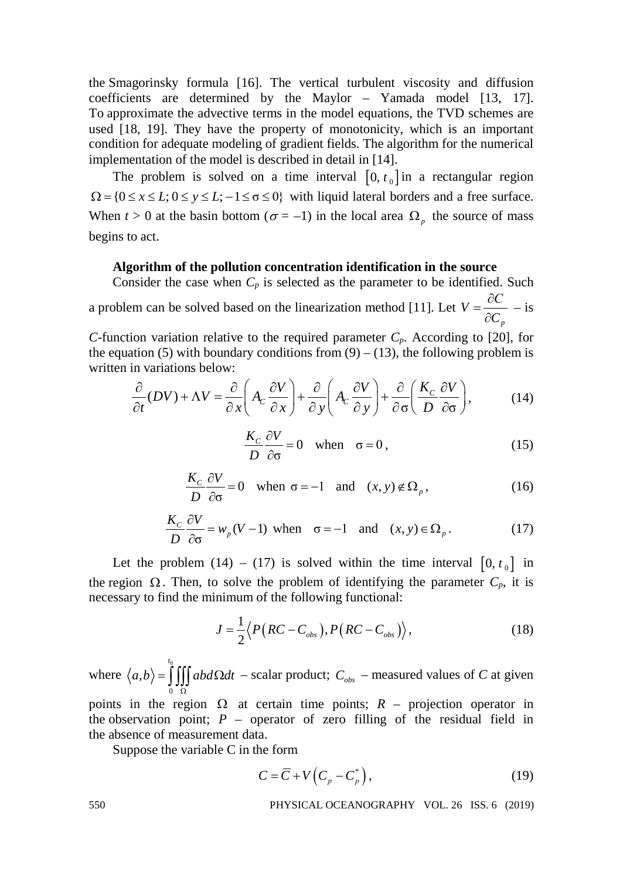the Smagorinsky formula [16]. The vertical turbulent viscosity and diffusion coefficients are determined by the Maylor – Yamada model [13, 17]. To approximate the advective terms in the model equations, the TVD schemes are used [18, 19]. They have the property of monotonicity, which is an important condition for adequate modeling of gradient fields. The algorithm for the numerical implementation of the model is described in detail in [14].

The problem is solved on a time interval $[0, t_0]$ in a rectangular region $\Omega = \{0 \le x \le L; 0 \le y \le L; -1 \le \sigma \le 0\}$ with liquid lateral borders and a free surface. When $t > 0$ at the basin bottom ($\sigma = -1$) in the local area $\Omega_p$ the source of mass begins to act.

### Algorithm of the pollution concentration identification in the source

Consider the case when $C_p$ is selected as the parameter to be identified. Such a problem can be solved based on the linearization method [11]. Let $V = \dfrac{\partial C}{\partial C_p}$ – is $C$-function variation relative to the required parameter $C_p$. According to [20], for the equation (5) with boundary conditions from (9) – (13), the following problem is written in variations below:

$$\frac{\partial}{\partial t}(DV) + \Lambda V = \frac{\partial}{\partial x}\left(A_C \frac{\partial V}{\partial x}\right) + \frac{\partial}{\partial y}\left(A_C \frac{\partial V}{\partial y}\right) + \frac{\partial}{\partial \sigma}\left(\frac{K_C}{D}\frac{\partial V}{\partial \sigma}\right), \tag{14}$$

$$\frac{K_C}{D}\frac{\partial V}{\partial \sigma} = 0 \quad \text{when} \quad \sigma = 0, \tag{15}$$

$$\frac{K_C}{D}\frac{\partial V}{\partial \sigma} = 0 \quad \text{when} \;\; \sigma = -1 \;\; \text{and} \;\; (x, y) \notin \Omega_p, \tag{16}$$

$$\frac{K_C}{D}\frac{\partial V}{\partial \sigma} = w_p (V - 1) \;\; \text{when} \;\; \sigma = -1 \;\; \text{and} \;\; (x, y) \in \Omega_p. \tag{17}$$

Let the problem (14) – (17) is solved within the time interval $[0, t_0]$ in the region $\Omega$. Then, to solve the problem of identifying the parameter $C_p$, it is necessary to find the minimum of the following functional:

$$J = \frac{1}{2}\left\langle P\left(RC - C_{obs}\right), P\left(RC - C_{obs}\right)\right\rangle, \tag{18}$$

where $\langle a,b \rangle = \int\limits_0^{t_0} \iiint\limits_{\Omega} ab\, d\Omega\, dt$ – scalar product; $C_{obs}$ – measured values of $C$ at given points in the region $\Omega$ at certain time points; $R$ – projection operator in the observation point; $P$ – operator of zero filling of the residual field in the absence of measurement data.

Suppose the variable C in the form

$$C = \overline{C} + V\left(C_p - C_p^*\right), \tag{19}$$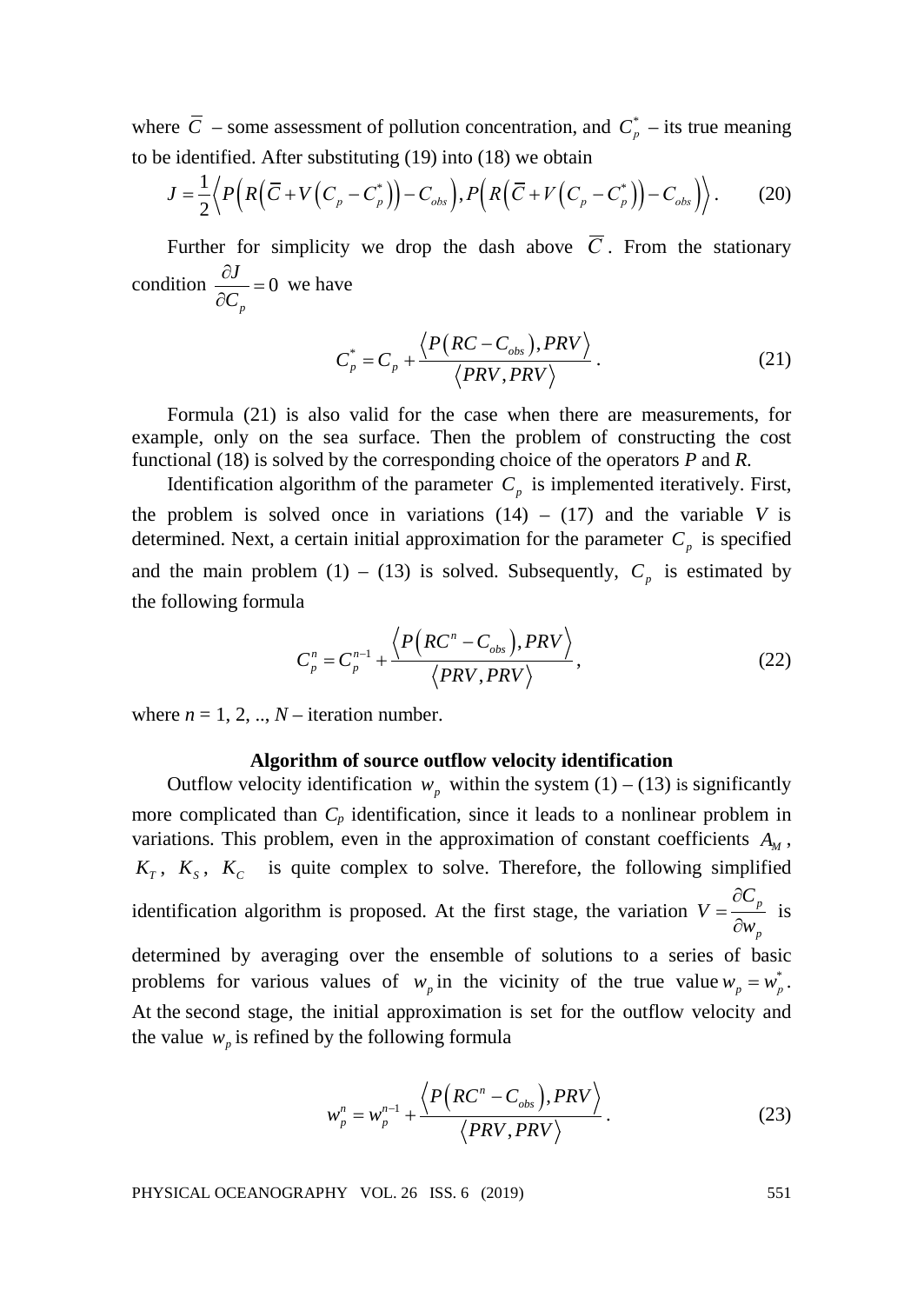where $\overline{C}$ – some assessment of pollution concentration, and $C_p^*$ – its true meaning to be identified. After substituting (19) into (18) we obtain

$$J = \frac{1}{2}\left\langle P\left(R\left(\overline{C} + V\left(C_p - C_p^*\right)\right) - C_{obs}\right), P\left(R\left(\overline{C} + V\left(C_p - C_p^*\right)\right) - C_{obs}\right)\right\rangle. \tag{20}$$

Further for simplicity we drop the dash above $\overline{C}$. From the stationary condition $\frac{\partial J}{\partial C_p} = 0$ we have

$$C_p^* = C_p + \frac{\left\langle P\left(RC - C_{obs}\right), PRV\right\rangle}{\left\langle PRV, PRV\right\rangle}. \tag{21}$$

Formula (21) is also valid for the case when there are measurements, for example, only on the sea surface. Then the problem of constructing the cost functional (18) is solved by the corresponding choice of the operators *P* and *R*.

Identification algorithm of the parameter $C_p$ is implemented iteratively. First, the problem is solved once in variations (14) – (17) and the variable *V* is determined. Next, a certain initial approximation for the parameter $C_p$ is specified and the main problem (1) – (13) is solved. Subsequently, $C_p$ is estimated by the following formula

$$C_p^n = C_p^{n-1} + \frac{\left\langle P\left(RC^n - C_{obs}\right), PRV\right\rangle}{\left\langle PRV, PRV\right\rangle}, \tag{22}$$

where $n = 1, 2, .., N$ – iteration number.

**Algorithm of source outflow velocity identification**

Outflow velocity identification $w_p$ within the system (1) – (13) is significantly more complicated than $C_p$ identification, since it leads to a nonlinear problem in variations. This problem, even in the approximation of constant coefficients $A_M$, $K_T$, $K_S$, $K_C$ is quite complex to solve. Therefore, the following simplified identification algorithm is proposed. At the first stage, the variation $V = \frac{\partial C_p}{\partial w_p}$ is determined by averaging over the ensemble of solutions to a series of basic problems for various values of $w_p$ in the vicinity of the true value $w_p = w_p^*$. At the second stage, the initial approximation is set for the outflow velocity and the value $w_p$ is refined by the following formula

$$w_p^n = w_p^{n-1} + \frac{\left\langle P\left(RC^n - C_{obs}\right), PRV\right\rangle}{\left\langle PRV, PRV\right\rangle}. \tag{23}$$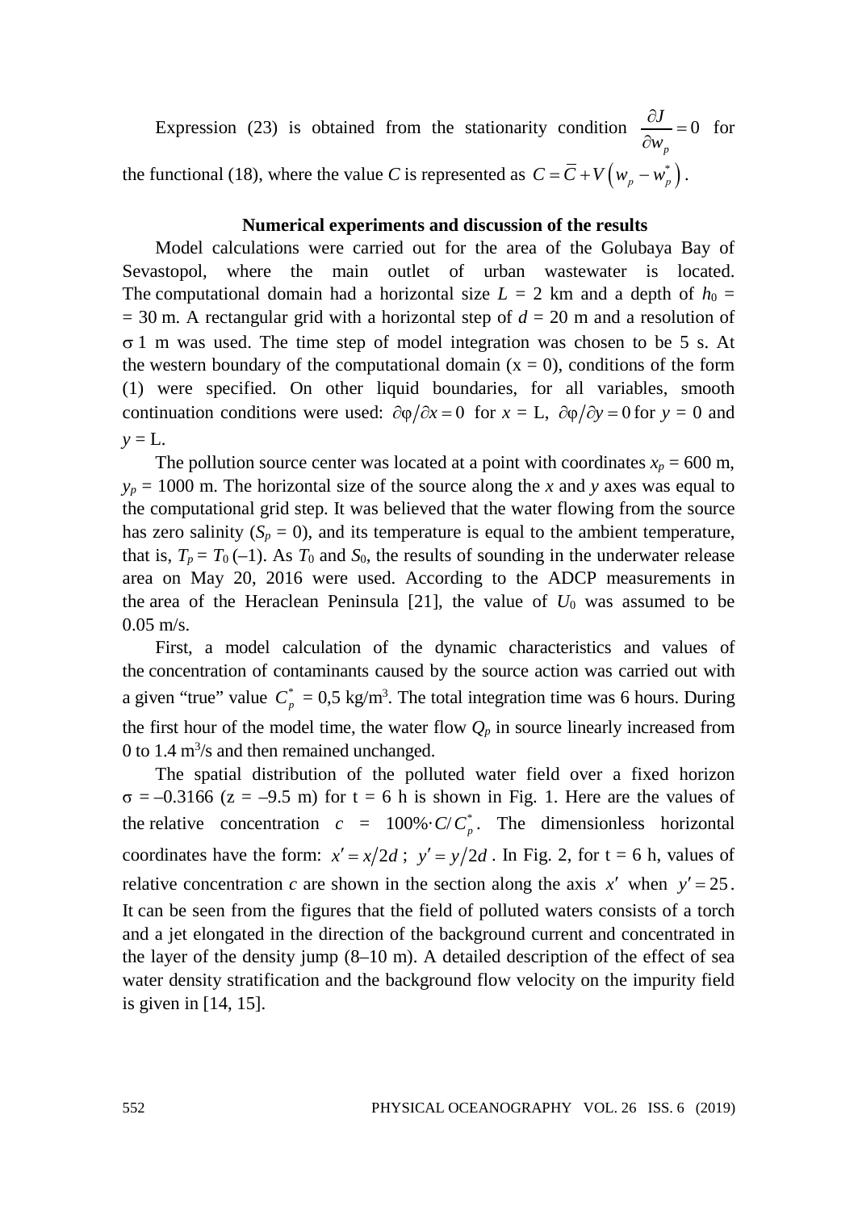Expression (23) is obtained from the stationarity condition $\frac{\partial J}{\partial w_p} = 0$ for the functional (18), where the value *C* is represented as $C = \bar{C} + V\left(w_p - w_p^*\right)$.

### Numerical experiments and discussion of the results

Model calculations were carried out for the area of the Golubaya Bay of Sevastopol, where the main outlet of urban wastewater is located. The computational domain had a horizontal size $L$ = 2 km and a depth of $h_0$ = = 30 m. A rectangular grid with a horizontal step of $d$ = 20 m and a resolution of σ 1 m was used. The time step of model integration was chosen to be 5 s. At the western boundary of the computational domain (x = 0), conditions of the form (1) were specified. On other liquid boundaries, for all variables, smooth continuation conditions were used: $\partial\varphi/\partial x = 0$ for $x$ = L, $\partial\varphi/\partial y = 0$ for $y$ = 0 and $y$ = L.

The pollution source center was located at a point with coordinates $x_p$ = 600 m, $y_p$ = 1000 m. The horizontal size of the source along the $x$ and $y$ axes was equal to the computational grid step. It was believed that the water flowing from the source has zero salinity ($S_p$ = 0), and its temperature is equal to the ambient temperature, that is, $T_p = T_0$ (–1). As $T_0$ and $S_0$, the results of sounding in the underwater release area on May 20, 2016 were used. According to the ADCP measurements in the area of the Heraclean Peninsula [21], the value of $U_0$ was assumed to be 0.05 m/s.

First, a model calculation of the dynamic characteristics and values of the concentration of contaminants caused by the source action was carried out with a given "true" value $C_p^*$ = 0,5 kg/m$^3$. The total integration time was 6 hours. During the first hour of the model time, the water flow $Q_p$ in source linearly increased from 0 to 1.4 m$^3$/s and then remained unchanged.

The spatial distribution of the polluted water field over a fixed horizon σ = –0.3166 (z = –9.5 m) for t = 6 h is shown in Fig. 1. Here are the values of the relative concentration $c$ = $100\%\cdot C/C_p^*$. The dimensionless horizontal coordinates have the form: $x' = x/2d$; $y' = y/2d$. In Fig. 2, for t = 6 h, values of relative concentration $c$ are shown in the section along the axis $x'$ when $y' = 25$. It can be seen from the figures that the field of polluted waters consists of a torch and a jet elongated in the direction of the background current and concentrated in the layer of the density jump (8–10 m). A detailed description of the effect of sea water density stratification and the background flow velocity on the impurity field is given in [14, 15].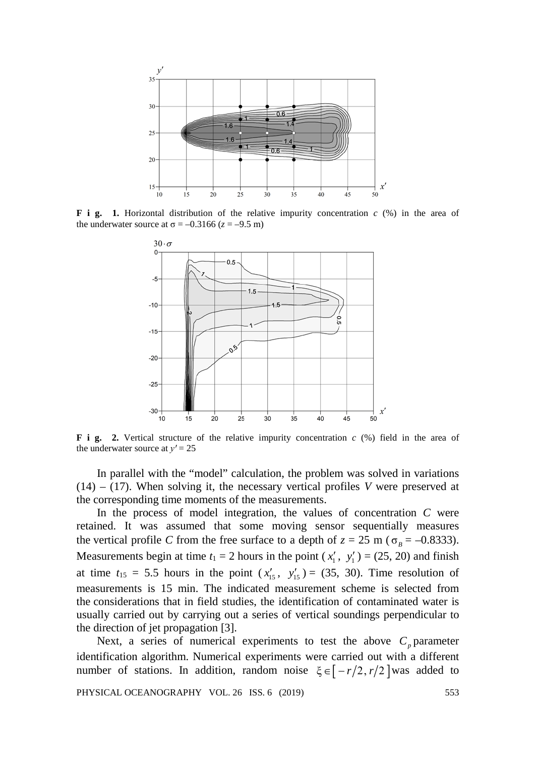**F i g. 1.** Horizontal distribution of the relative impurity concentration $c$ (%) in the area of the underwater source at $\sigma = -0.3166$ ($z = -9.5$ m)

**F i g. 2.** Vertical structure of the relative impurity concentration $c$ (%) field in the area of the underwater source at $y' = 25$

In parallel with the "model" calculation, the problem was solved in variations (14) – (17). When solving it, the necessary vertical profiles $V$ were preserved at the corresponding time moments of the measurements.

In the process of model integration, the values of concentration $C$ were retained. It was assumed that some moving sensor sequentially measures the vertical profile $C$ from the free surface to a depth of $z = 25$ m ($\sigma_B = -0.8333$). Measurements begin at time $t_1 = 2$ hours in the point ($x'_1$, $y'_1$) = (25, 20) and finish at time $t_{15} = 5.5$ hours in the point ($x'_{15}$, $y'_{15}$) = (35, 30). Time resolution of measurements is 15 min. The indicated measurement scheme is selected from the considerations that in field studies, the identification of contaminated water is usually carried out by carrying out a series of vertical soundings perpendicular to the direction of jet propagation [3].

Next, a series of numerical experiments to test the above $C_p$ parameter identification algorithm. Numerical experiments were carried out with a different number of stations. In addition, random noise $\xi \in [-r/2, r/2]$ was added to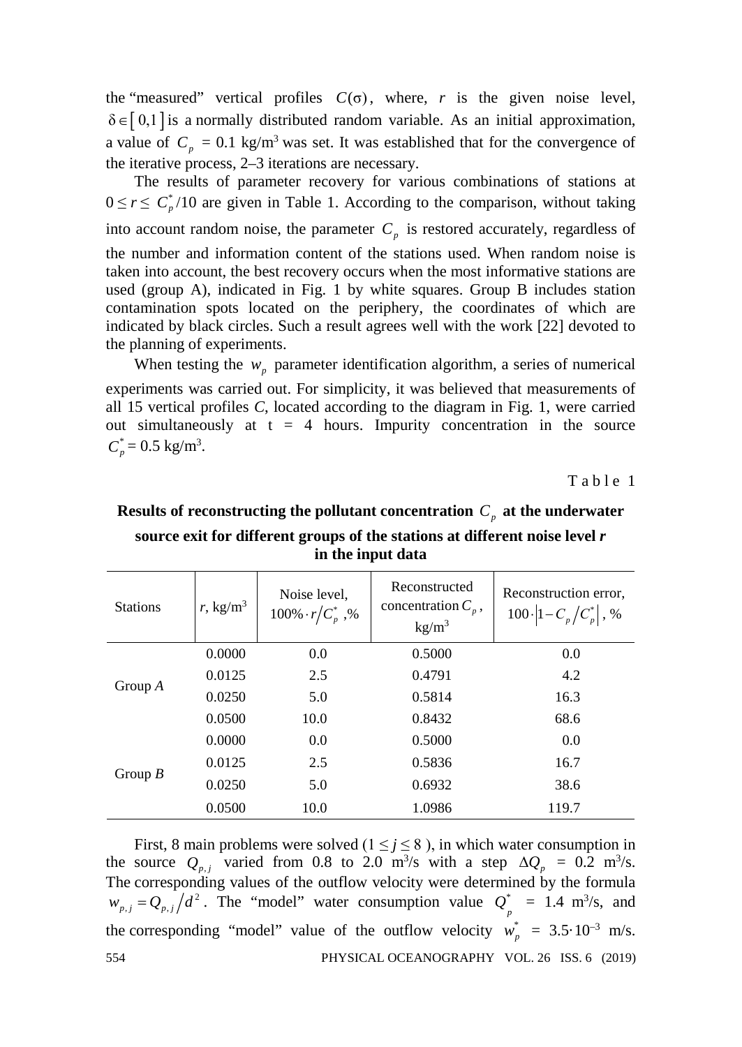the "measured" vertical profiles $C(\sigma)$, where, $r$ is the given noise level, $\delta \in [0,1]$ is a normally distributed random variable. As an initial approximation, a value of $C_p$ = 0.1 kg/m$^3$ was set. It was established that for the convergence of the iterative process, 2–3 iterations are necessary.

The results of parameter recovery for various combinations of stations at $0 \le r \le C_p^*/10$ are given in Table 1. According to the comparison, without taking into account random noise, the parameter $C_p$ is restored accurately, regardless of the number and information content of the stations used. When random noise is taken into account, the best recovery occurs when the most informative stations are used (group A), indicated in Fig. 1 by white squares. Group B includes station contamination spots located on the periphery, the coordinates of which are indicated by black circles. Such a result agrees well with the work [22] devoted to the planning of experiments.

When testing the $w_p$ parameter identification algorithm, a series of numerical experiments was carried out. For simplicity, it was believed that measurements of all 15 vertical profiles $C$, located according to the diagram in Fig. 1, were carried out simultaneously at t = 4 hours. Impurity concentration in the source $C_p^*$ = 0.5 kg/m$^3$.

Table 1

**Results of reconstructing the pollutant concentration $C_p$ at the underwater source exit for different groups of the stations at different noise level *r* in the input data**

| Stations | $r$, kg/m$^3$ | Noise level, $100\% \cdot r/C_p^*$ ,% | Reconstructed concentration $C_p$, kg/m$^3$ | Reconstruction error, $100 \cdot \left\|1 - C_p/C_p^*\right\|$ , % |
|---|---|---|---|---|
| Group *A* | 0.0000 | 0.0 | 0.5000 | 0.0 |
| | 0.0125 | 2.5 | 0.4791 | 4.2 |
| | 0.0250 | 5.0 | 0.5814 | 16.3 |
| | 0.0500 | 10.0 | 0.8432 | 68.6 |
| Group *B* | 0.0000 | 0.0 | 0.5000 | 0.0 |
| | 0.0125 | 2.5 | 0.5836 | 16.7 |
| | 0.0250 | 5.0 | 0.6932 | 38.6 |
| | 0.0500 | 10.0 | 1.0986 | 119.7 |

First, 8 main problems were solved ($1 \le j \le 8$), in which water consumption in the source $Q_{p,j}$ varied from 0.8 to 2.0 m$^3$/s with a step $\Delta Q_p$ = 0.2 m$^3$/s. The corresponding values of the outflow velocity were determined by the formula $w_{p,j} = Q_{p,j}/d^2$. The "model" water consumption value $Q_p^*$ = 1.4 m$^3$/s, and the corresponding "model" value of the outflow velocity $w_p^*$ = 3.5·10$^{-3}$ m/s.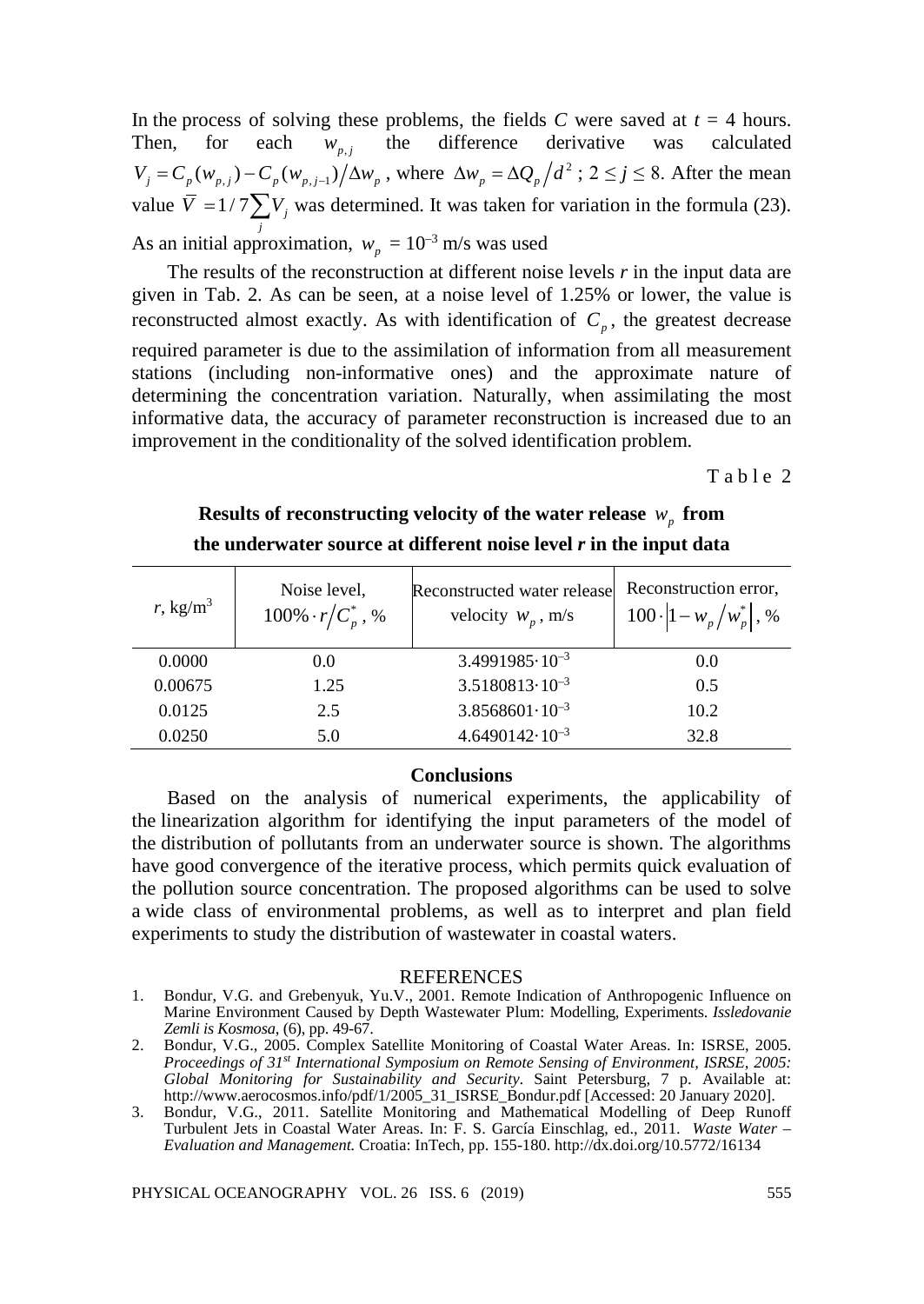In the process of solving these problems, the fields $C$ were saved at $t$ = 4 hours. Then, for each $w_{p,j}$ the difference derivative was calculated $V_j = C_p(w_{p,j}) - C_p(w_{p,j-1}) \big/ \Delta w_p$ , where $\Delta w_p = \Delta Q_p \big/ d^2$ ; $2 \le j \le 8$. After the mean value $\bar{V} = 1/7 \sum_j V_j$ was determined. It was taken for variation in the formula (23). As an initial approximation, $w_p = 10^{-3}$ m/s was used

The results of the reconstruction at different noise levels $r$ in the input data are given in Tab. 2. As can be seen, at a noise level of 1.25% or lower, the value is reconstructed almost exactly. As with identification of $C_p$, the greatest decrease required parameter is due to the assimilation of information from all measurement stations (including non-informative ones) and the approximate nature of determining the concentration variation. Naturally, when assimilating the most informative data, the accuracy of parameter reconstruction is increased due to an improvement in the conditionality of the solved identification problem.

Table 2

**Results of reconstructing velocity of the water release $w_p$ from the underwater source at different noise level $r$ in the input data**

| $r$, kg/m$^3$ | Noise level, $100\% \cdot r \big/ C_p^*$, % | Reconstructed water release velocity $w_p$, m/s | Reconstruction error, $100 \cdot \left|1 - w_p \big/ w_p^*\right|$, % |
|---|---|---|---|
| 0.0000 | 0.0 | $3.4991985 \cdot 10^{-3}$ | 0.0 |
| 0.00675 | 1.25 | $3.5180813 \cdot 10^{-3}$ | 0.5 |
| 0.0125 | 2.5 | $3.8568601 \cdot 10^{-3}$ | 10.2 |
| 0.0250 | 5.0 | $4.6490142 \cdot 10^{-3}$ | 32.8 |

## Conclusions

Based on the analysis of numerical experiments, the applicability of the linearization algorithm for identifying the input parameters of the model of the distribution of pollutants from an underwater source is shown. The algorithms have good convergence of the iterative process, which permits quick evaluation of the pollution source concentration. The proposed algorithms can be used to solve a wide class of environmental problems, as well as to interpret and plan field experiments to study the distribution of wastewater in coastal waters.

## REFERENCES

1. Bondur, V.G. and Grebenyuk, Yu.V., 2001. Remote Indication of Anthropogenic Influence on Marine Environment Caused by Depth Wastewater Plum: Modelling, Experiments. *Issledovanie Zemli is Kosmosa*, (6), pp. 49-67.
2. Bondur, V.G., 2005. Complex Satellite Monitoring of Coastal Water Areas. In: ISRSE, 2005. *Proceedings of 31st International Symposium on Remote Sensing of Environment, ISRSE, 2005: Global Monitoring for Sustainability and Security*. Saint Petersburg, 7 p. Available at: http://www.aerocosmos.info/pdf/1/2005_31_ISRSE_Bondur.pdf [Accessed: 20 January 2020].
3. Bondur, V.G., 2011. Satellite Monitoring and Mathematical Modelling of Deep Runoff Turbulent Jets in Coastal Water Areas. In: F. S. García Einschlag, ed., 2011. *Waste Water – Evaluation and Management.* Croatia: InTech, pp. 155-180. http://dx.doi.org/10.5772/16134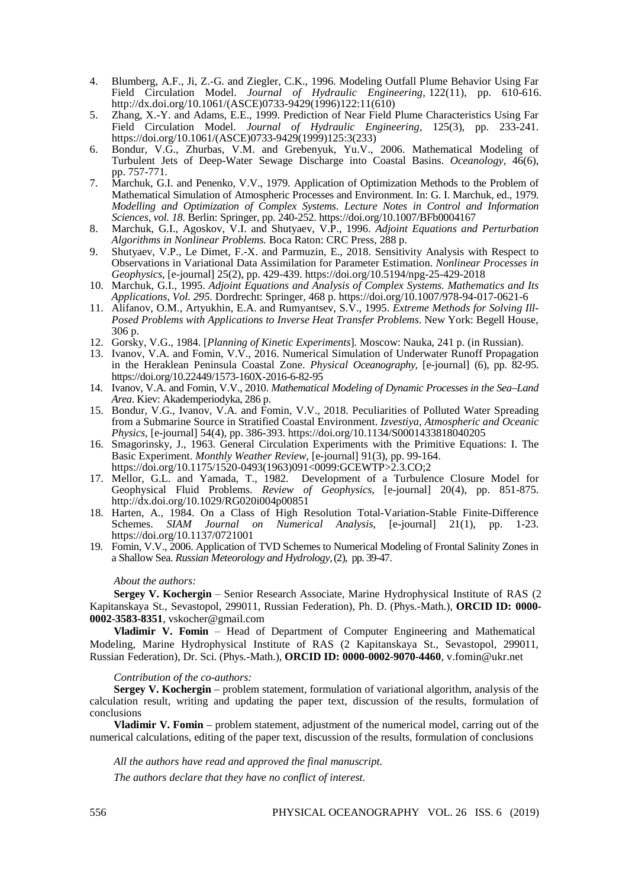4. Blumberg, A.F., Ji, Z.-G. and Ziegler, C.K., 1996. Modeling Outfall Plume Behavior Using Far Field Circulation Model. *Journal of Hydraulic Engineering*, 122(11), pp. 610-616. http://dx.doi.org/10.1061/(ASCE)0733-9429(1996)122:11(610)
5. Zhang, X.-Y. and Adams, E.E., 1999. Prediction of Near Field Plume Characteristics Using Far Field Circulation Model. *Journal of Hydraulic Engineering*, 125(3), pp. 233-241. https://doi.org/10.1061/(ASCE)0733-9429(1999)125:3(233)
6. Bondur, V.G., Zhurbas, V.M. and Grebenyuk, Yu.V., 2006. Mathematical Modeling of Turbulent Jets of Deep-Water Sewage Discharge into Coastal Basins. *Oceanology*, 46(6), pp. 757-771.
7. Marchuk, G.I. and Penenko, V.V., 1979. Application of Optimization Methods to the Problem of Mathematical Simulation of Atmospheric Processes and Environment. In: G. I. Marchuk, ed., 1979. *Modelling and Optimization of Complex Systems. Lecture Notes in Control and Information Sciences, vol. 18*. Berlin: Springer, pp. 240-252. https://doi.org/10.1007/BFb0004167
8. Marchuk, G.I., Agoskov, V.I. and Shutyaev, V.P., 1996. *Adjoint Equations and Perturbation Algorithms in Nonlinear Problems.* Boca Raton: CRC Press, 288 p.
9. Shutyaev, V.P., Le Dimet, F.-X. and Parmuzin, E., 2018. Sensitivity Analysis with Respect to Observations in Variational Data Assimilation for Parameter Estimation. *Nonlinear Processes in Geophysics*, [e-journal] 25(2), pp. 429-439. https://doi.org/10.5194/npg-25-429-2018
10. Marchuk, G.I., 1995. *Adjoint Equations and Analysis of Complex Systems. Mathematics and Its Applications, Vol. 295*. Dordrecht: Springer, 468 p. https://doi.org/10.1007/978-94-017-0621-6
11. Alifanov, O.M., Artyukhin, E.A. and Rumyantsev, S.V., 1995. *Extreme Methods for Solving Ill-Posed Problems with Applications to Inverse Heat Transfer Problems*. New York: Begell House, 306 p.
12. Gorsky, V.G., 1984. [*Planning of Kinetic Experiments*]. Moscow: Nauka, 241 p. (in Russian).
13. Ivanov, V.A. and Fomin, V.V., 2016. Numerical Simulation of Underwater Runoff Propagation in the Heraklean Peninsula Coastal Zone. *Physical Oceanography*, [e-journal] (6), pp. 82-95. https://doi.org/10.22449/1573-160X-2016-6-82-95
14. Ivanov, V.A. and Fomin, V.V., 2010. *Mathematical Modeling of Dynamic Processes in the Sea–Land Area*. Kiev: Akademperiodyka, 286 p.
15. Bondur, V.G., Ivanov, V.A. and Fomin, V.V., 2018. Peculiarities of Polluted Water Spreading from a Submarine Source in Stratified Coastal Environment. *Izvestiya, Atmospheric and Oceanic Physics*, [e-journal] 54(4), pp. 386-393. https://doi.org/10.1134/S0001433818040205
16. Smagorinsky, J., 1963. General Circulation Experiments with the Primitive Equations: I. The Basic Experiment. *Monthly Weather Review*, [e-journal] 91(3), pp. 99-164. https://doi.org/10.1175/1520-0493(1963)091<0099:GCEWTP>2.3.CO;2
17. Mellor, G.L. and Yamada, T., 1982. Development of a Turbulence Closure Model for Geophysical Fluid Problems. *Review of Geophysics*, [e-journal] 20(4), pp. 851-875. http://dx.doi.org/10.1029/RG020i004p00851
18. Harten, A., 1984. On a Class of High Resolution Total-Variation-Stable Finite-Difference Schemes. *SIAM Journal on Numerical Analysis*, [e-journal] 21(1), pp. 1-23. https://doi.org/10.1137/0721001
19. Fomin, V.V., 2006. Application of TVD Schemes to Numerical Modeling of Frontal Salinity Zones in a Shallow Sea. *Russian Meteorology and Hydrology*, (2), pp. 39-47.

*About the authors:*

**Sergey V. Kochergin** – Senior Research Associate, Marine Hydrophysical Institute of RAS (2 Kapitanskaya St., Sevastopol, 299011, Russian Federation), Ph. D. (Phys.-Math.), **ORCID ID: 0000-0002-3583-8351**, vskocher@gmail.com

**Vladimir V. Fomin** – Head of Department of Computer Engineering and Mathematical Modeling, Marine Hydrophysical Institute of RAS (2 Kapitanskaya St., Sevastopol, 299011, Russian Federation), Dr. Sci. (Phys.-Math.), **ORCID ID: 0000-0002-9070-4460**, v.fomin@ukr.net

*Contribution of the co-authors:*

**Sergey V. Kochergin** – problem statement, formulation of variational algorithm, analysis of the calculation result, writing and updating the paper text, discussion of the results, formulation of conclusions

**Vladimir V. Fomin** – problem statement, adjustment of the numerical model, carring out of the numerical calculations, editing of the paper text, discussion of the results, formulation of conclusions

*All the authors have read and approved the final manuscript.*

*The authors declare that they have no conflict of interest.*